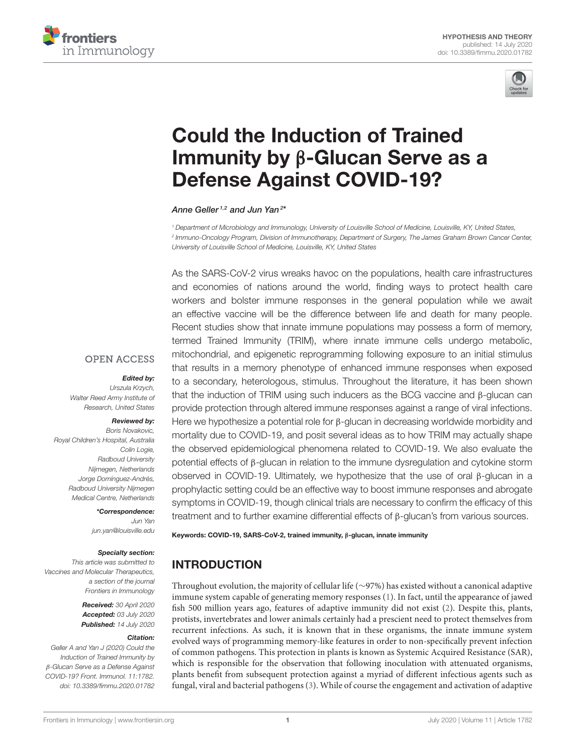HYPOTHESIS AND THEORY
published: 14 July 2020
doi: 10.3389/fimmu.2020.01782

# Could the Induction of Trained Immunity by β-Glucan Serve as a Defense Against COVID-19?

*Anne Geller[1,2] and Jun Yan[2]**

[1] Department of Microbiology and Immunology, University of Louisville School of Medicine, Louisville, KY, United States,
[2] Immuno-Oncology Program, Division of Immunotherapy, Department of Surgery, The James Graham Brown Cancer Center, University of Louisville School of Medicine, Louisville, KY, United States

As the SARS-CoV-2 virus wreaks havoc on the populations, health care infrastructures and economies of nations around the world, finding ways to protect health care workers and bolster immune responses in the general population while we await an effective vaccine will be the difference between life and death for many people. Recent studies show that innate immune populations may possess a form of memory, termed Trained Immunity (TRIM), where innate immune cells undergo metabolic, mitochondrial, and epigenetic reprogramming following exposure to an initial stimulus that results in a memory phenotype of enhanced immune responses when exposed to a secondary, heterologous, stimulus. Throughout the literature, it has been shown that the induction of TRIM using such inducers as the BCG vaccine and β-glucan can provide protection through altered immune responses against a range of viral infections. Here we hypothesize a potential role for β-glucan in decreasing worldwide morbidity and mortality due to COVID-19, and posit several ideas as to how TRIM may actually shape the observed epidemiological phenomena related to COVID-19. We also evaluate the potential effects of β-glucan in relation to the immune dysregulation and cytokine storm observed in COVID-19. Ultimately, we hypothesize that the use of oral β-glucan in a prophylactic setting could be an effective way to boost immune responses and abrogate symptoms in COVID-19, though clinical trials are necessary to confirm the efficacy of this treatment and to further examine differential effects of β-glucan's from various sources.

**Keywords: COVID-19, SARS-CoV-2, trained immunity, β-glucan, innate immunity**

OPEN ACCESS

***Edited by:***
*Urszula Krzych,*
*Walter Reed Army Institute of Research, United States*

***Reviewed by:***
*Boris Novakovic,*
*Royal Children's Hospital, Australia*
*Colin Logie,*
*Radboud University Nijmegen, Netherlands*
*Jorge Domínguez-Andrés,*
*Radboud University Nijmegen Medical Centre, Netherlands*

***\*Correspondence:***
*Jun Yan*
*jun.yan@louisville.edu*

***Specialty section:***
*This article was submitted to Vaccines and Molecular Therapeutics, a section of the journal Frontiers in Immunology*

***Received:*** *30 April 2020*
***Accepted:*** *03 July 2020*
***Published:*** *14 July 2020*

***Citation:***
*Geller A and Yan J (2020) Could the Induction of Trained Immunity by β-Glucan Serve as a Defense Against COVID-19? Front. Immunol. 11:1782. doi: 10.3389/fimmu.2020.01782*

## INTRODUCTION

Throughout evolution, the majority of cellular life (∼97%) has existed without a canonical adaptive immune system capable of generating memory responses (1). In fact, until the appearance of jawed fish 500 million years ago, features of adaptive immunity did not exist (2). Despite this, plants, protists, invertebrates and lower animals certainly had a prescient need to protect themselves from recurrent infections. As such, it is known that in these organisms, the innate immune system evolved ways of programming memory-like features in order to non-specifically prevent infection of common pathogens. This protection in plants is known as Systemic Acquired Resistance (SAR), which is responsible for the observation that following inoculation with attenuated organisms, plants benefit from subsequent protection against a myriad of different infectious agents such as fungal, viral and bacterial pathogens (3). While of course the engagement and activation of adaptive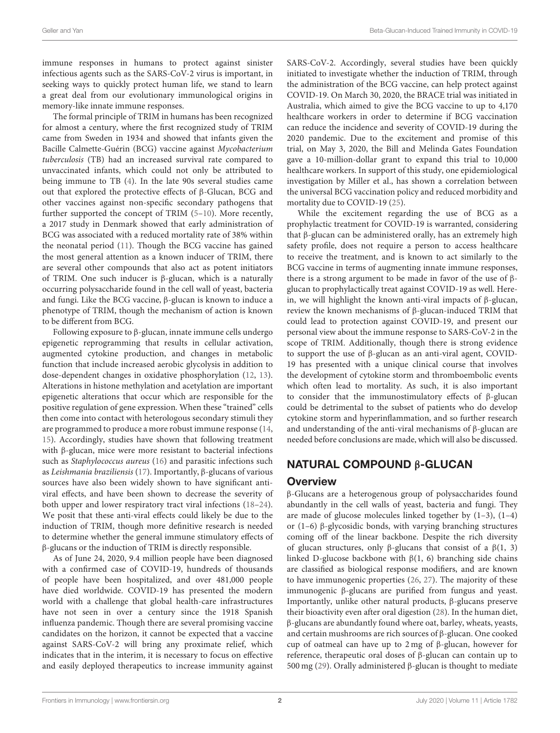immune responses in humans to protect against sinister infectious agents such as the SARS-CoV-2 virus is important, in seeking ways to quickly protect human life, we stand to learn a great deal from our evolutionary immunological origins in memory-like innate immune responses.

The formal principle of TRIM in humans has been recognized for almost a century, where the first recognized study of TRIM came from Sweden in 1934 and showed that infants given the Bacille Calmette-Guérin (BCG) vaccine against *Mycobacterium tuberculosis* (TB) had an increased survival rate compared to unvaccinated infants, which could not only be attributed to being immune to TB (4). In the late 90s several studies came out that explored the protective effects of β-Glucan, BCG and other vaccines against non-specific secondary pathogens that further supported the concept of TRIM (5–10). More recently, a 2017 study in Denmark showed that early administration of BCG was associated with a reduced mortality rate of 38% within the neonatal period (11). Though the BCG vaccine has gained the most general attention as a known inducer of TRIM, there are several other compounds that also act as potent initiators of TRIM. One such inducer is β-glucan, which is a naturally occurring polysaccharide found in the cell wall of yeast, bacteria and fungi. Like the BCG vaccine, β-glucan is known to induce a phenotype of TRIM, though the mechanism of action is known to be different from BCG.

Following exposure to β-glucan, innate immune cells undergo epigenetic reprogramming that results in cellular activation, augmented cytokine production, and changes in metabolic function that include increased aerobic glycolysis in addition to dose-dependent changes in oxidative phosphorylation (12, 13). Alterations in histone methylation and acetylation are important epigenetic alterations that occur which are responsible for the positive regulation of gene expression. When these "trained" cells then come into contact with heterologous secondary stimuli they are programmed to produce a more robust immune response (14, 15). Accordingly, studies have shown that following treatment with β-glucan, mice were more resistant to bacterial infections such as *Staphylococcus aureus* (16) and parasitic infections such as *Leishmania braziliensis* (17). Importantly, β-glucans of various sources have also been widely shown to have significant anti-viral effects, and have been shown to decrease the severity of both upper and lower respiratory tract viral infections (18–24). We posit that these anti-viral effects could likely be due to the induction of TRIM, though more definitive research is needed to determine whether the general immune stimulatory effects of β-glucans or the induction of TRIM is directly responsible.

As of June 24, 2020, 9.4 million people have been diagnosed with a confirmed case of COVID-19, hundreds of thousands of people have been hospitalized, and over 481,000 people have died worldwide. COVID-19 has presented the modern world with a challenge that global health-care infrastructures have not seen in over a century since the 1918 Spanish influenza pandemic. Though there are several promising vaccine candidates on the horizon, it cannot be expected that a vaccine against SARS-CoV-2 will bring any proximate relief, which indicates that in the interim, it is necessary to focus on effective and easily deployed therapeutics to increase immunity against SARS-CoV-2. Accordingly, several studies have been quickly initiated to investigate whether the induction of TRIM, through the administration of the BCG vaccine, can help protect against COVID-19. On March 30, 2020, the BRACE trial was initiated in Australia, which aimed to give the BCG vaccine to up to 4,170 healthcare workers in order to determine if BCG vaccination can reduce the incidence and severity of COVID-19 during the 2020 pandemic. Due to the excitement and promise of this trial, on May 3, 2020, the Bill and Melinda Gates Foundation gave a 10-million-dollar grant to expand this trial to 10,000 healthcare workers. In support of this study, one epidemiological investigation by Miller et al., has shown a correlation between the universal BCG vaccination policy and reduced morbidity and mortality due to COVID-19 (25).

While the excitement regarding the use of BCG as a prophylactic treatment for COVID-19 is warranted, considering that β-glucan can be administered orally, has an extremely high safety profile, does not require a person to access healthcare to receive the treatment, and is known to act similarly to the BCG vaccine in terms of augmenting innate immune responses, there is a strong argument to be made in favor of the use of β-glucan to prophylactically treat against COVID-19 as well. Herein, we will highlight the known anti-viral impacts of β-glucan, review the known mechanisms of β-glucan-induced TRIM that could lead to protection against COVID-19, and present our personal view about the immune response to SARS-CoV-2 in the scope of TRIM. Additionally, though there is strong evidence to support the use of β-glucan as an anti-viral agent, COVID-19 has presented with a unique clinical course that involves the development of cytokine storm and thromboembolic events which often lead to mortality. As such, it is also important to consider that the immunostimulatory effects of β-glucan could be detrimental to the subset of patients who do develop cytokine storm and hyperinflammation, and so further research and understanding of the anti-viral mechanisms of β-glucan are needed before conclusions are made, which will also be discussed.

## NATURAL COMPOUND β-GLUCAN

### Overview

β-Glucans are a heterogenous group of polysaccharides found abundantly in the cell walls of yeast, bacteria and fungi. They are made of glucose molecules linked together by (1–3), (1–4) or (1–6) β-glycosidic bonds, with varying branching structures coming off of the linear backbone. Despite the rich diversity of glucan structures, only β-glucans that consist of a β(1, 3) linked D-glucose backbone with β(1, 6) branching side chains are classified as biological response modifiers, and are known to have immunogenic properties (26, 27). The majority of these immunogenic β-glucans are purified from fungus and yeast. Importantly, unlike other natural products, β-glucans preserve their bioactivity even after oral digestion (28). In the human diet, β-glucans are abundantly found where oat, barley, wheats, yeasts, and certain mushrooms are rich sources of β-glucan. One cooked cup of oatmeal can have up to 2 mg of β-glucan, however for reference, therapeutic oral doses of β-glucan can contain up to 500 mg (29). Orally administered β-glucan is thought to mediate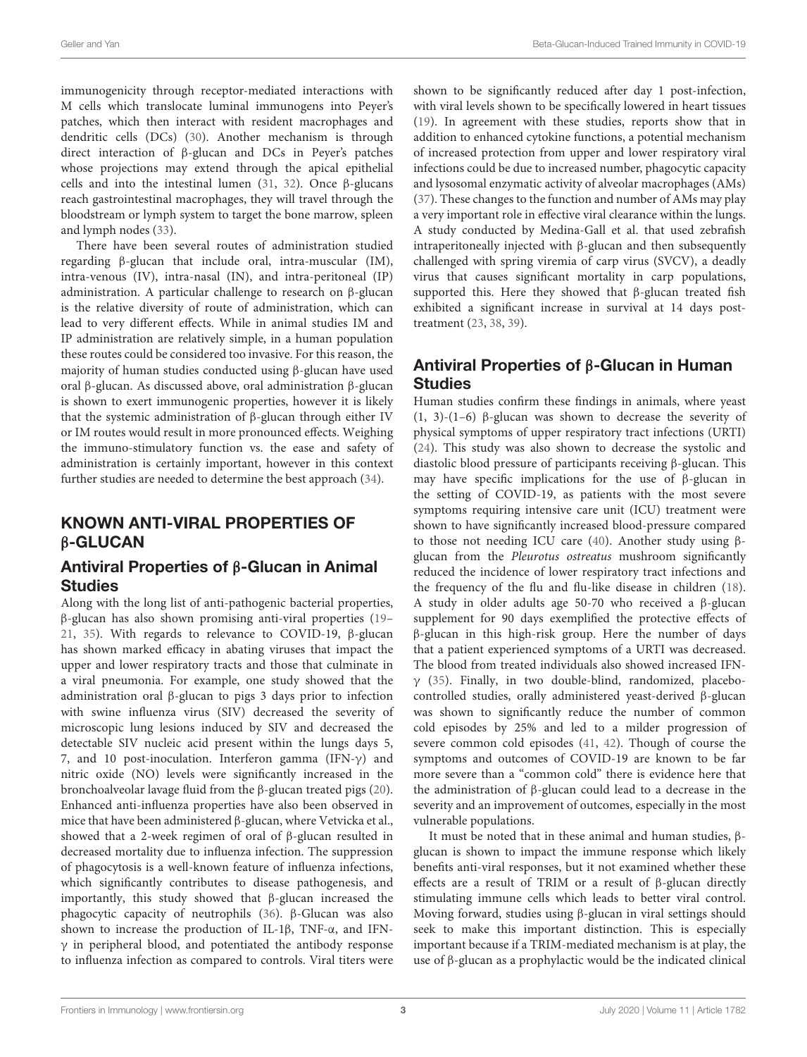immunogenicity through receptor-mediated interactions with M cells which translocate luminal immunogens into Peyer's patches, which then interact with resident macrophages and dendritic cells (DCs) (30). Another mechanism is through direct interaction of β-glucan and DCs in Peyer's patches whose projections may extend through the apical epithelial cells and into the intestinal lumen (31, 32). Once β-glucans reach gastrointestinal macrophages, they will travel through the bloodstream or lymph system to target the bone marrow, spleen and lymph nodes (33).

There have been several routes of administration studied regarding β-glucan that include oral, intra-muscular (IM), intra-venous (IV), intra-nasal (IN), and intra-peritoneal (IP) administration. A particular challenge to research on β-glucan is the relative diversity of route of administration, which can lead to very different effects. While in animal studies IM and IP administration are relatively simple, in a human population these routes could be considered too invasive. For this reason, the majority of human studies conducted using β-glucan have used oral β-glucan. As discussed above, oral administration β-glucan is shown to exert immunogenic properties, however it is likely that the systemic administration of β-glucan through either IV or IM routes would result in more pronounced effects. Weighing the immuno-stimulatory function vs. the ease and safety of administration is certainly important, however in this context further studies are needed to determine the best approach (34).

## KNOWN ANTI-VIRAL PROPERTIES OF β-GLUCAN

### Antiviral Properties of β-Glucan in Animal Studies

Along with the long list of anti-pathogenic bacterial properties, β-glucan has also shown promising anti-viral properties (19–21, 35). With regards to relevance to COVID-19, β-glucan has shown marked efficacy in abating viruses that impact the upper and lower respiratory tracts and those that culminate in a viral pneumonia. For example, one study showed that the administration oral β-glucan to pigs 3 days prior to infection with swine influenza virus (SIV) decreased the severity of microscopic lung lesions induced by SIV and decreased the detectable SIV nucleic acid present within the lungs days 5, 7, and 10 post-inoculation. Interferon gamma (IFN-γ) and nitric oxide (NO) levels were significantly increased in the bronchoalveolar lavage fluid from the β-glucan treated pigs (20). Enhanced anti-influenza properties have also been observed in mice that have been administered β-glucan, where Vetvicka et al., showed that a 2-week regimen of oral of β-glucan resulted in decreased mortality due to influenza infection. The suppression of phagocytosis is a well-known feature of influenza infections, which significantly contributes to disease pathogenesis, and importantly, this study showed that β-glucan increased the phagocytic capacity of neutrophils (36). β-Glucan was also shown to increase the production of IL-1β, TNF-α, and IFN-γ in peripheral blood, and potentiated the antibody response to influenza infection as compared to controls. Viral titers were shown to be significantly reduced after day 1 post-infection, with viral levels shown to be specifically lowered in heart tissues (19). In agreement with these studies, reports show that in addition to enhanced cytokine functions, a potential mechanism of increased protection from upper and lower respiratory viral infections could be due to increased number, phagocytic capacity and lysosomal enzymatic activity of alveolar macrophages (AMs) (37). These changes to the function and number of AMs may play a very important role in effective viral clearance within the lungs. A study conducted by Medina-Gall et al. that used zebrafish intraperitoneally injected with β-glucan and then subsequently challenged with spring viremia of carp virus (SVCV), a deadly virus that causes significant mortality in carp populations, supported this. Here they showed that β-glucan treated fish exhibited a significant increase in survival at 14 days post-treatment (23, 38, 39).

### Antiviral Properties of β-Glucan in Human Studies

Human studies confirm these findings in animals, where yeast (1, 3)-(1–6) β-glucan was shown to decrease the severity of physical symptoms of upper respiratory tract infections (URTI) (24). This study was also shown to decrease the systolic and diastolic blood pressure of participants receiving β-glucan. This may have specific implications for the use of β-glucan in the setting of COVID-19, as patients with the most severe symptoms requiring intensive care unit (ICU) treatment were shown to have significantly increased blood-pressure compared to those not needing ICU care (40). Another study using β-glucan from the *Pleurotus ostreatus* mushroom significantly reduced the incidence of lower respiratory tract infections and the frequency of the flu and flu-like disease in children (18). A study in older adults age 50-70 who received a β-glucan supplement for 90 days exemplified the protective effects of β-glucan in this high-risk group. Here the number of days that a patient experienced symptoms of a URTI was decreased. The blood from treated individuals also showed increased IFN-γ (35). Finally, in two double-blind, randomized, placebo-controlled studies, orally administered yeast-derived β-glucan was shown to significantly reduce the number of common cold episodes by 25% and led to a milder progression of severe common cold episodes (41, 42). Though of course the symptoms and outcomes of COVID-19 are known to be far more severe than a "common cold" there is evidence here that the administration of β-glucan could lead to a decrease in the severity and an improvement of outcomes, especially in the most vulnerable populations.

It must be noted that in these animal and human studies, β-glucan is shown to impact the immune response which likely benefits anti-viral responses, but it not examined whether these effects are a result of TRIM or a result of β-glucan directly stimulating immune cells which leads to better viral control. Moving forward, studies using β-glucan in viral settings should seek to make this important distinction. This is especially important because if a TRIM-mediated mechanism is at play, the use of β-glucan as a prophylactic would be the indicated clinical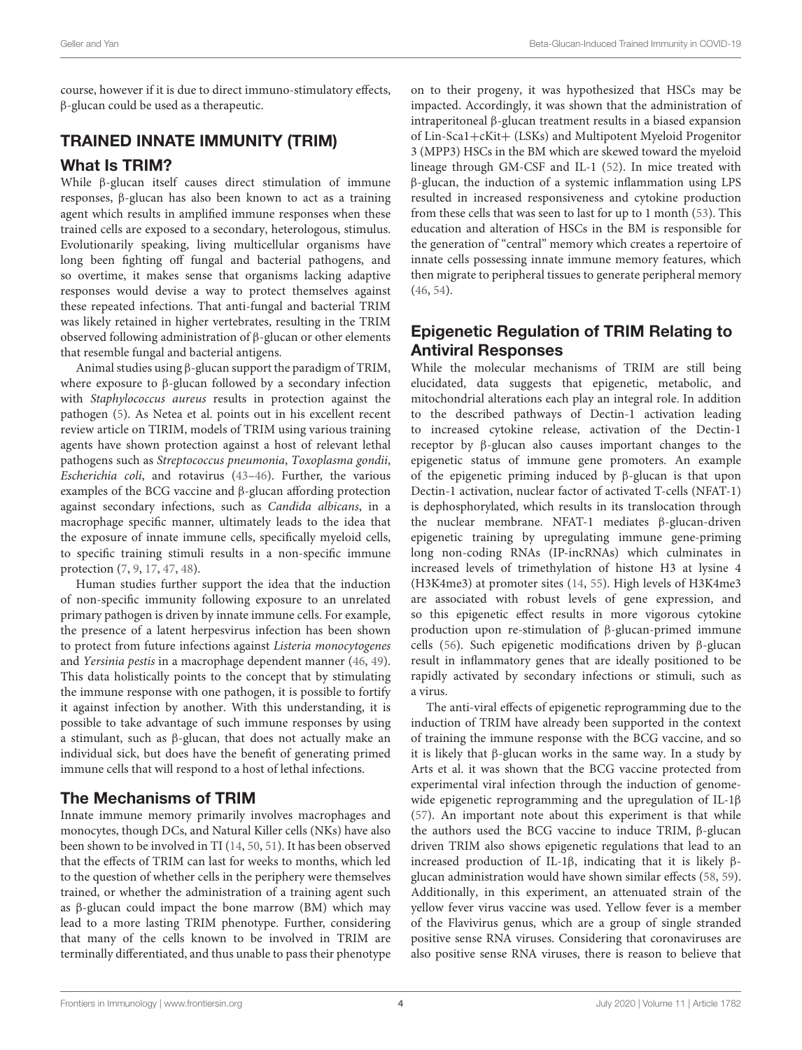course, however if it is due to direct immuno-stimulatory effects, β-glucan could be used as a therapeutic.

## TRAINED INNATE IMMUNITY (TRIM)

### What Is TRIM?

While β-glucan itself causes direct stimulation of immune responses, β-glucan has also been known to act as a training agent which results in amplified immune responses when these trained cells are exposed to a secondary, heterologous, stimulus. Evolutionarily speaking, living multicellular organisms have long been fighting off fungal and bacterial pathogens, and so overtime, it makes sense that organisms lacking adaptive responses would devise a way to protect themselves against these repeated infections. That anti-fungal and bacterial TRIM was likely retained in higher vertebrates, resulting in the TRIM observed following administration of β-glucan or other elements that resemble fungal and bacterial antigens.

Animal studies using β-glucan support the paradigm of TRIM, where exposure to β-glucan followed by a secondary infection with *Staphylococcus aureus* results in protection against the pathogen (5). As Netea et al. points out in his excellent recent review article on TIRIM, models of TRIM using various training agents have shown protection against a host of relevant lethal pathogens such as *Streptococcus pneumonia*, *Toxoplasma gondii*, *Escherichia coli*, and rotavirus (43–46). Further, the various examples of the BCG vaccine and β-glucan affording protection against secondary infections, such as *Candida albicans*, in a macrophage specific manner, ultimately leads to the idea that the exposure of innate immune cells, specifically myeloid cells, to specific training stimuli results in a non-specific immune protection (7, 9, 17, 47, 48).

Human studies further support the idea that the induction of non-specific immunity following exposure to an unrelated primary pathogen is driven by innate immune cells. For example, the presence of a latent herpesvirus infection has been shown to protect from future infections against *Listeria monocytogenes* and *Yersinia pestis* in a macrophage dependent manner (46, 49). This data holistically points to the concept that by stimulating the immune response with one pathogen, it is possible to fortify it against infection by another. With this understanding, it is possible to take advantage of such immune responses by using a stimulant, such as β-glucan, that does not actually make an individual sick, but does have the benefit of generating primed immune cells that will respond to a host of lethal infections.

### The Mechanisms of TRIM

Innate immune memory primarily involves macrophages and monocytes, though DCs, and Natural Killer cells (NKs) have also been shown to be involved in TI (14, 50, 51). It has been observed that the effects of TRIM can last for weeks to months, which led to the question of whether cells in the periphery were themselves trained, or whether the administration of a training agent such as β-glucan could impact the bone marrow (BM) which may lead to a more lasting TRIM phenotype. Further, considering that many of the cells known to be involved in TRIM are terminally differentiated, and thus unable to pass their phenotype on to their progeny, it was hypothesized that HSCs may be impacted. Accordingly, it was shown that the administration of intraperitoneal β-glucan treatment results in a biased expansion of Lin-Sca1+cKit+ (LSKs) and Multipotent Myeloid Progenitor 3 (MPP3) HSCs in the BM which are skewed toward the myeloid lineage through GM-CSF and IL-1 (52). In mice treated with β-glucan, the induction of a systemic inflammation using LPS resulted in increased responsiveness and cytokine production from these cells that was seen to last for up to 1 month (53). This education and alteration of HSCs in the BM is responsible for the generation of "central" memory which creates a repertoire of innate cells possessing innate immune memory features, which then migrate to peripheral tissues to generate peripheral memory (46, 54).

### Epigenetic Regulation of TRIM Relating to Antiviral Responses

While the molecular mechanisms of TRIM are still being elucidated, data suggests that epigenetic, metabolic, and mitochondrial alterations each play an integral role. In addition to the described pathways of Dectin-1 activation leading to increased cytokine release, activation of the Dectin-1 receptor by β-glucan also causes important changes to the epigenetic status of immune gene promoters. An example of the epigenetic priming induced by β-glucan is that upon Dectin-1 activation, nuclear factor of activated T-cells (NFAT-1) is dephosphorylated, which results in its translocation through the nuclear membrane. NFAT-1 mediates β-glucan-driven epigenetic training by upregulating immune gene-priming long non-coding RNAs (IP-incRNAs) which culminates in increased levels of trimethylation of histone H3 at lysine 4 (H3K4me3) at promoter sites (14, 55). High levels of H3K4me3 are associated with robust levels of gene expression, and so this epigenetic effect results in more vigorous cytokine production upon re-stimulation of β-glucan-primed immune cells (56). Such epigenetic modifications driven by β-glucan result in inflammatory genes that are ideally positioned to be rapidly activated by secondary infections or stimuli, such as a virus.

The anti-viral effects of epigenetic reprogramming due to the induction of TRIM have already been supported in the context of training the immune response with the BCG vaccine, and so it is likely that β-glucan works in the same way. In a study by Arts et al. it was shown that the BCG vaccine protected from experimental viral infection through the induction of genome-wide epigenetic reprogramming and the upregulation of IL-1β (57). An important note about this experiment is that while the authors used the BCG vaccine to induce TRIM, β-glucan driven TRIM also shows epigenetic regulations that lead to an increased production of IL-1β, indicating that it is likely β-glucan administration would have shown similar effects (58, 59). Additionally, in this experiment, an attenuated strain of the yellow fever virus vaccine was used. Yellow fever is a member of the Flavivirus genus, which are a group of single stranded positive sense RNA viruses. Considering that coronaviruses are also positive sense RNA viruses, there is reason to believe that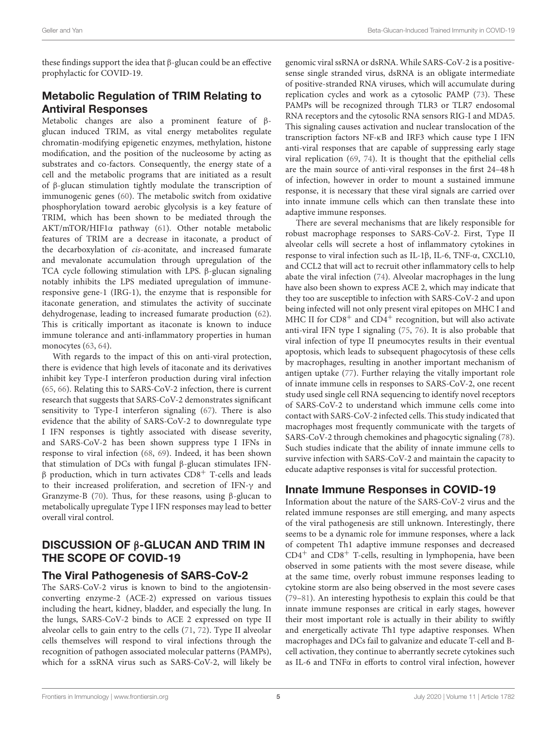these findings support the idea that β-glucan could be an effective prophylactic for COVID-19.

### Metabolic Regulation of TRIM Relating to Antiviral Responses

Metabolic changes are also a prominent feature of β-glucan induced TRIM, as vital energy metabolites regulate chromatin-modifying epigenetic enzymes, methylation, histone modification, and the position of the nucleosome by acting as substrates and co-factors. Consequently, the energy state of a cell and the metabolic programs that are initiated as a result of β-glucan stimulation tightly modulate the transcription of immunogenic genes (60). The metabolic switch from oxidative phosphorylation toward aerobic glycolysis is a key feature of TRIM, which has been shown to be mediated through the AKT/mTOR/HIF1α pathway (61). Other notable metabolic features of TRIM are a decrease in itaconate, a product of the decarboxylation of *cis*-aconitate, and increased fumarate and mevalonate accumulation through upregulation of the TCA cycle following stimulation with LPS. β-glucan signaling notably inhibits the LPS mediated upregulation of immune-responsive gene-1 (IRG-1), the enzyme that is responsible for itaconate generation, and stimulates the activity of succinate dehydrogenase, leading to increased fumarate production (62). This is critically important as itaconate is known to induce immune tolerance and anti-inflammatory properties in human monocytes (63, 64).

With regards to the impact of this on anti-viral protection, there is evidence that high levels of itaconate and its derivatives inhibit key Type-I interferon production during viral infection (65, 66). Relating this to SARS-CoV-2 infection, there is current research that suggests that SARS-CoV-2 demonstrates significant sensitivity to Type-I interferon signaling (67). There is also evidence that the ability of SARS-CoV-2 to downregulate type I IFN responses is tightly associated with disease severity, and SARS-CoV-2 has been shown suppress type I IFNs in response to viral infection (68, 69). Indeed, it has been shown that stimulation of DCs with fungal β-glucan stimulates IFN-β production, which in turn activates $CD8^+$ T-cells and leads to their increased proliferation, and secretion of IFN-γ and Granzyme-B (70). Thus, for these reasons, using β-glucan to metabolically upregulate Type I IFN responses may lead to better overall viral control.

## DISCUSSION OF β-GLUCAN AND TRIM IN THE SCOPE OF COVID-19

### The Viral Pathogenesis of SARS-CoV-2

The SARS-CoV-2 virus is known to bind to the angiotensin-converting enzyme-2 (ACE-2) expressed on various tissues including the heart, kidney, bladder, and especially the lung. In the lungs, SARS-CoV-2 binds to ACE 2 expressed on type II alveolar cells to gain entry to the cells (71, 72). Type II alveolar cells themselves will respond to viral infections through the recognition of pathogen associated molecular patterns (PAMPs), which for a ssRNA virus such as SARS-CoV-2, will likely be genomic viral ssRNA or dsRNA. While SARS-CoV-2 is a positive-sense single stranded virus, dsRNA is an obligate intermediate of positive-stranded RNA viruses, which will accumulate during replication cycles and work as a cytosolic PAMP (73). These PAMPs will be recognized through TLR3 or TLR7 endosomal RNA receptors and the cytosolic RNA sensors RIG-I and MDA5. This signaling causes activation and nuclear translocation of the transcription factors NF-κB and IRF3 which cause type I IFN anti-viral responses that are capable of suppressing early stage viral replication (69, 74). It is thought that the epithelial cells are the main source of anti-viral responses in the first 24–48 h of infection, however in order to mount a sustained immune response, it is necessary that these viral signals are carried over into innate immune cells which can then translate these into adaptive immune responses.

There are several mechanisms that are likely responsible for robust macrophage responses to SARS-CoV-2. First, Type II alveolar cells will secrete a host of inflammatory cytokines in response to viral infection such as IL-1β, IL-6, TNF-α, CXCL10, and CCL2 that will act to recruit other inflammatory cells to help abate the viral infection (74). Alveolar macrophages in the lung have also been shown to express ACE 2, which may indicate that they too are susceptible to infection with SARS-CoV-2 and upon being infected will not only present viral epitopes on MHC I and MHC II for $CD8^+$ and $CD4^+$ recognition, but will also activate anti-viral IFN type I signaling (75, 76). It is also probable that viral infection of type II pneumocytes results in their eventual apoptosis, which leads to subsequent phagocytosis of these cells by macrophages, resulting in another important mechanism of antigen uptake (77). Further relaying the vitally important role of innate immune cells in responses to SARS-CoV-2, one recent study used single cell RNA sequencing to identify novel receptors of SARS-CoV-2 to understand which immune cells come into contact with SARS-CoV-2 infected cells. This study indicated that macrophages most frequently communicate with the targets of SARS-CoV-2 through chemokines and phagocytic signaling (78). Such studies indicate that the ability of innate immune cells to survive infection with SARS-CoV-2 and maintain the capacity to educate adaptive responses is vital for successful protection.

### Innate Immune Responses in COVID-19

Information about the nature of the SARS-CoV-2 virus and the related immune responses are still emerging, and many aspects of the viral pathogenesis are still unknown. Interestingly, there seems to be a dynamic role for immune responses, where a lack of competent Th1 adaptive immune responses and decreased $CD4^+$ and $CD8^+$ T-cells, resulting in lymphopenia, have been observed in some patients with the most severe disease, while at the same time, overly robust immune responses leading to cytokine storm are also being observed in the most severe cases (79–81). An interesting hypothesis to explain this could be that innate immune responses are critical in early stages, however their most important role is actually in their ability to swiftly and energetically activate Th1 type adaptive responses. When macrophages and DCs fail to galvanize and educate T-cell and B-cell activation, they continue to aberrantly secrete cytokines such as IL-6 and TNFα in efforts to control viral infection, however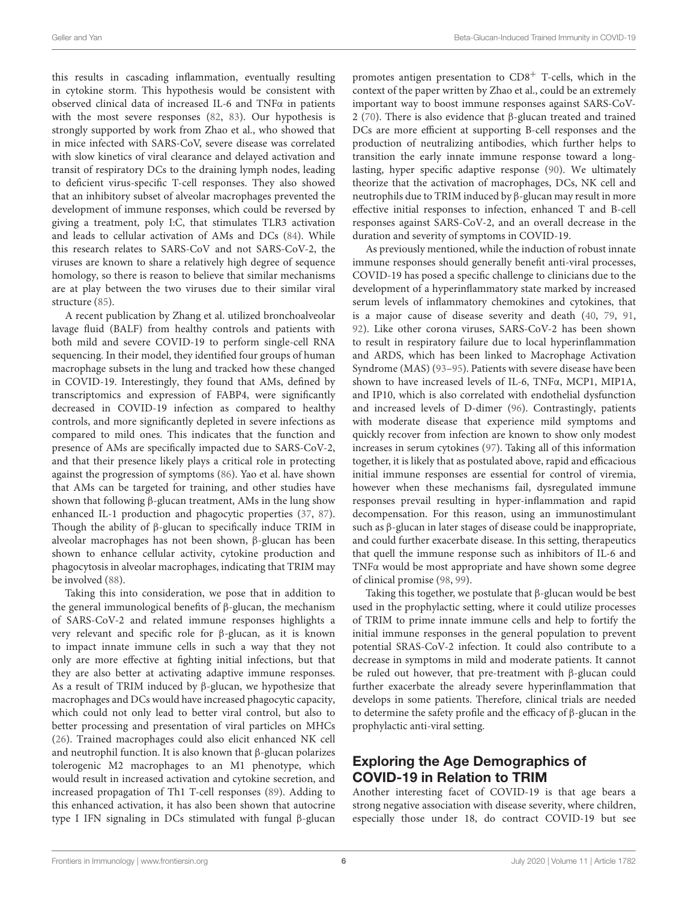this results in cascading inflammation, eventually resulting in cytokine storm. This hypothesis would be consistent with observed clinical data of increased IL-6 and TNFα in patients with the most severe responses (82, 83). Our hypothesis is strongly supported by work from Zhao et al., who showed that in mice infected with SARS-CoV, severe disease was correlated with slow kinetics of viral clearance and delayed activation and transit of respiratory DCs to the draining lymph nodes, leading to deficient virus-specific T-cell responses. They also showed that an inhibitory subset of alveolar macrophages prevented the development of immune responses, which could be reversed by giving a treatment, poly I:C, that stimulates TLR3 activation and leads to cellular activation of AMs and DCs (84). While this research relates to SARS-CoV and not SARS-CoV-2, the viruses are known to share a relatively high degree of sequence homology, so there is reason to believe that similar mechanisms are at play between the two viruses due to their similar viral structure (85).

A recent publication by Zhang et al. utilized bronchoalveolar lavage fluid (BALF) from healthy controls and patients with both mild and severe COVID-19 to perform single-cell RNA sequencing. In their model, they identified four groups of human macrophage subsets in the lung and tracked how these changed in COVID-19. Interestingly, they found that AMs, defined by transcriptomics and expression of FABP4, were significantly decreased in COVID-19 infection as compared to healthy controls, and more significantly depleted in severe infections as compared to mild ones. This indicates that the function and presence of AMs are specifically impacted due to SARS-CoV-2, and that their presence likely plays a critical role in protecting against the progression of symptoms (86). Yao et al. have shown that AMs can be targeted for training, and other studies have shown that following β-glucan treatment, AMs in the lung show enhanced IL-1 production and phagocytic properties (37, 87). Though the ability of β-glucan to specifically induce TRIM in alveolar macrophages has not been shown, β-glucan has been shown to enhance cellular activity, cytokine production and phagocytosis in alveolar macrophages, indicating that TRIM may be involved (88).

Taking this into consideration, we pose that in addition to the general immunological benefits of β-glucan, the mechanism of SARS-CoV-2 and related immune responses highlights a very relevant and specific role for β-glucan, as it is known to impact innate immune cells in such a way that they not only are more effective at fighting initial infections, but that they are also better at activating adaptive immune responses. As a result of TRIM induced by β-glucan, we hypothesize that macrophages and DCs would have increased phagocytic capacity, which could not only lead to better viral control, but also to better processing and presentation of viral particles on MHCs (26). Trained macrophages could also elicit enhanced NK cell and neutrophil function. It is also known that β-glucan polarizes tolerogenic M2 macrophages to an M1 phenotype, which would result in increased activation and cytokine secretion, and increased propagation of Th1 T-cell responses (89). Adding to this enhanced activation, it has also been shown that autocrine type I IFN signaling in DCs stimulated with fungal β-glucan promotes antigen presentation to $CD8^{+}$ T-cells, which in the context of the paper written by Zhao et al., could be an extremely important way to boost immune responses against SARS-CoV-2 (70). There is also evidence that β-glucan treated and trained DCs are more efficient at supporting B-cell responses and the production of neutralizing antibodies, which further helps to transition the early innate immune response toward a long-lasting, hyper specific adaptive response (90). We ultimately theorize that the activation of macrophages, DCs, NK cell and neutrophils due to TRIM induced by β-glucan may result in more effective initial responses to infection, enhanced T and B-cell responses against SARS-CoV-2, and an overall decrease in the duration and severity of symptoms in COVID-19.

As previously mentioned, while the induction of robust innate immune responses should generally benefit anti-viral processes, COVID-19 has posed a specific challenge to clinicians due to the development of a hyperinflammatory state marked by increased serum levels of inflammatory chemokines and cytokines, that is a major cause of disease severity and death (40, 79, 91, 92). Like other corona viruses, SARS-CoV-2 has been shown to result in respiratory failure due to local hyperinflammation and ARDS, which has been linked to Macrophage Activation Syndrome (MAS) (93–95). Patients with severe disease have been shown to have increased levels of IL-6, TNFα, MCP1, MIP1A, and IP10, which is also correlated with endothelial dysfunction and increased levels of D-dimer (96). Contrastingly, patients with moderate disease that experience mild symptoms and quickly recover from infection are known to show only modest increases in serum cytokines (97). Taking all of this information together, it is likely that as postulated above, rapid and efficacious initial immune responses are essential for control of viremia, however when these mechanisms fail, dysregulated immune responses prevail resulting in hyper-inflammation and rapid decompensation. For this reason, using an immunostimulant such as β-glucan in later stages of disease could be inappropriate, and could further exacerbate disease. In this setting, therapeutics that quell the immune response such as inhibitors of IL-6 and TNFα would be most appropriate and have shown some degree of clinical promise (98, 99).

Taking this together, we postulate that β-glucan would be best used in the prophylactic setting, where it could utilize processes of TRIM to prime innate immune cells and help to fortify the initial immune responses in the general population to prevent potential SRAS-CoV-2 infection. It could also contribute to a decrease in symptoms in mild and moderate patients. It cannot be ruled out however, that pre-treatment with β-glucan could further exacerbate the already severe hyperinflammation that develops in some patients. Therefore, clinical trials are needed to determine the safety profile and the efficacy of β-glucan in the prophylactic anti-viral setting.

## Exploring the Age Demographics of COVID-19 in Relation to TRIM

Another interesting facet of COVID-19 is that age bears a strong negative association with disease severity, where children, especially those under 18, do contract COVID-19 but see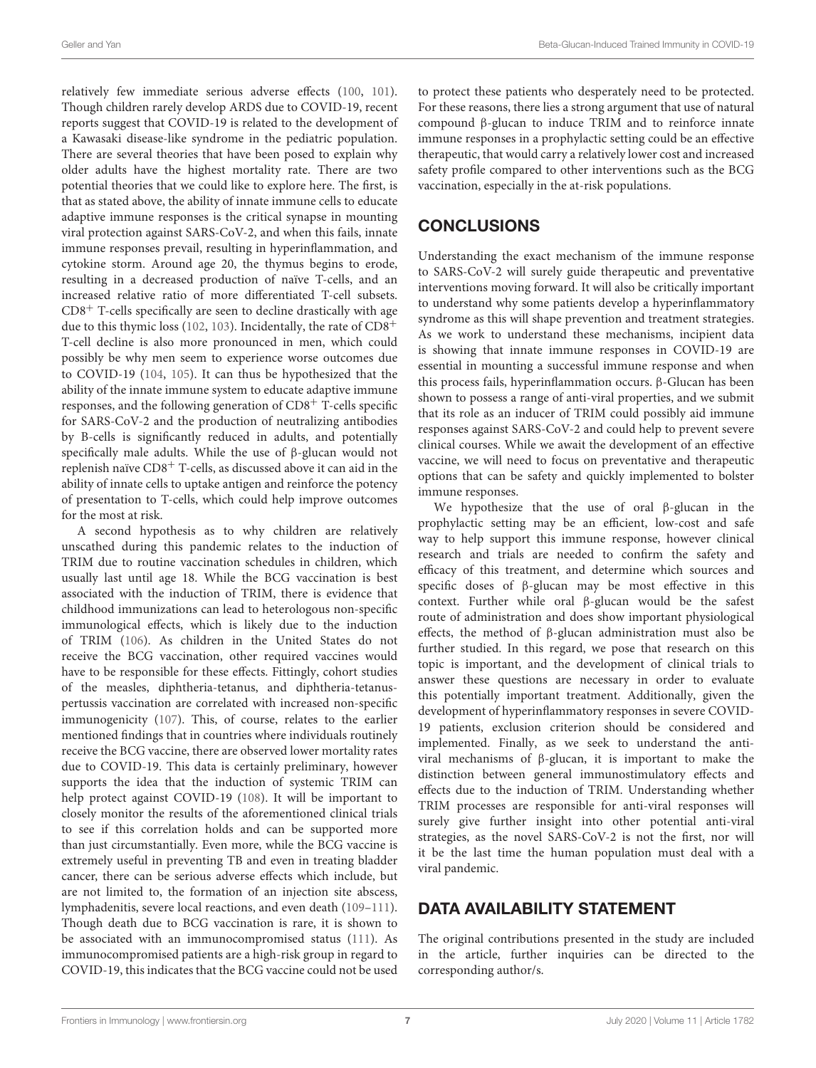relatively few immediate serious adverse effects (100, 101). Though children rarely develop ARDS due to COVID-19, recent reports suggest that COVID-19 is related to the development of a Kawasaki disease-like syndrome in the pediatric population. There are several theories that have been posed to explain why older adults have the highest mortality rate. There are two potential theories that we could like to explore here. The first, is that as stated above, the ability of innate immune cells to educate adaptive immune responses is the critical synapse in mounting viral protection against SARS-CoV-2, and when this fails, innate immune responses prevail, resulting in hyperinflammation, and cytokine storm. Around age 20, the thymus begins to erode, resulting in a decreased production of naïve T-cells, and an increased relative ratio of more differentiated T-cell subsets. $CD8^+$ T-cells specifically are seen to decline drastically with age due to this thymic loss (102, 103). Incidentally, the rate of $CD8^+$ T-cell decline is also more pronounced in men, which could possibly be why men seem to experience worse outcomes due to COVID-19 (104, 105). It can thus be hypothesized that the ability of the innate immune system to educate adaptive immune responses, and the following generation of $CD8^+$ T-cells specific for SARS-CoV-2 and the production of neutralizing antibodies by B-cells is significantly reduced in adults, and potentially specifically male adults. While the use of β-glucan would not replenish naïve $CD8^+$ T-cells, as discussed above it can aid in the ability of innate cells to uptake antigen and reinforce the potency of presentation to T-cells, which could help improve outcomes for the most at risk.

A second hypothesis as to why children are relatively unscathed during this pandemic relates to the induction of TRIM due to routine vaccination schedules in children, which usually last until age 18. While the BCG vaccination is best associated with the induction of TRIM, there is evidence that childhood immunizations can lead to heterologous non-specific immunological effects, which is likely due to the induction of TRIM (106). As children in the United States do not receive the BCG vaccination, other required vaccines would have to be responsible for these effects. Fittingly, cohort studies of the measles, diphtheria-tetanus, and diphtheria-tetanus-pertussis vaccination are correlated with increased non-specific immunogenicity (107). This, of course, relates to the earlier mentioned findings that in countries where individuals routinely receive the BCG vaccine, there are observed lower mortality rates due to COVID-19. This data is certainly preliminary, however supports the idea that the induction of systemic TRIM can help protect against COVID-19 (108). It will be important to closely monitor the results of the aforementioned clinical trials to see if this correlation holds and can be supported more than just circumstantially. Even more, while the BCG vaccine is extremely useful in preventing TB and even in treating bladder cancer, there can be serious adverse effects which include, but are not limited to, the formation of an injection site abscess, lymphadenitis, severe local reactions, and even death (109–111). Though death due to BCG vaccination is rare, it is shown to be associated with an immunocompromised status (111). As immunocompromised patients are a high-risk group in regard to COVID-19, this indicates that the BCG vaccine could not be used to protect these patients who desperately need to be protected. For these reasons, there lies a strong argument that use of natural compound β-glucan to induce TRIM and to reinforce innate immune responses in a prophylactic setting could be an effective therapeutic, that would carry a relatively lower cost and increased safety profile compared to other interventions such as the BCG vaccination, especially in the at-risk populations.

## CONCLUSIONS

Understanding the exact mechanism of the immune response to SARS-CoV-2 will surely guide therapeutic and preventative interventions moving forward. It will also be critically important to understand why some patients develop a hyperinflammatory syndrome as this will shape prevention and treatment strategies. As we work to understand these mechanisms, incipient data is showing that innate immune responses in COVID-19 are essential in mounting a successful immune response and when this process fails, hyperinflammation occurs. β-Glucan has been shown to possess a range of anti-viral properties, and we submit that its role as an inducer of TRIM could possibly aid immune responses against SARS-CoV-2 and could help to prevent severe clinical courses. While we await the development of an effective vaccine, we will need to focus on preventative and therapeutic options that can be safety and quickly implemented to bolster immune responses.

We hypothesize that the use of oral β-glucan in the prophylactic setting may be an efficient, low-cost and safe way to help support this immune response, however clinical research and trials are needed to confirm the safety and efficacy of this treatment, and determine which sources and specific doses of β-glucan may be most effective in this context. Further while oral β-glucan would be the safest route of administration and does show important physiological effects, the method of β-glucan administration must also be further studied. In this regard, we pose that research on this topic is important, and the development of clinical trials to answer these questions are necessary in order to evaluate this potentially important treatment. Additionally, given the development of hyperinflammatory responses in severe COVID-19 patients, exclusion criterion should be considered and implemented. Finally, as we seek to understand the anti-viral mechanisms of β-glucan, it is important to make the distinction between general immunostimulatory effects and effects due to the induction of TRIM. Understanding whether TRIM processes are responsible for anti-viral responses will surely give further insight into other potential anti-viral strategies, as the novel SARS-CoV-2 is not the first, nor will it be the last time the human population must deal with a viral pandemic.

## DATA AVAILABILITY STATEMENT

The original contributions presented in the study are included in the article, further inquiries can be directed to the corresponding author/s.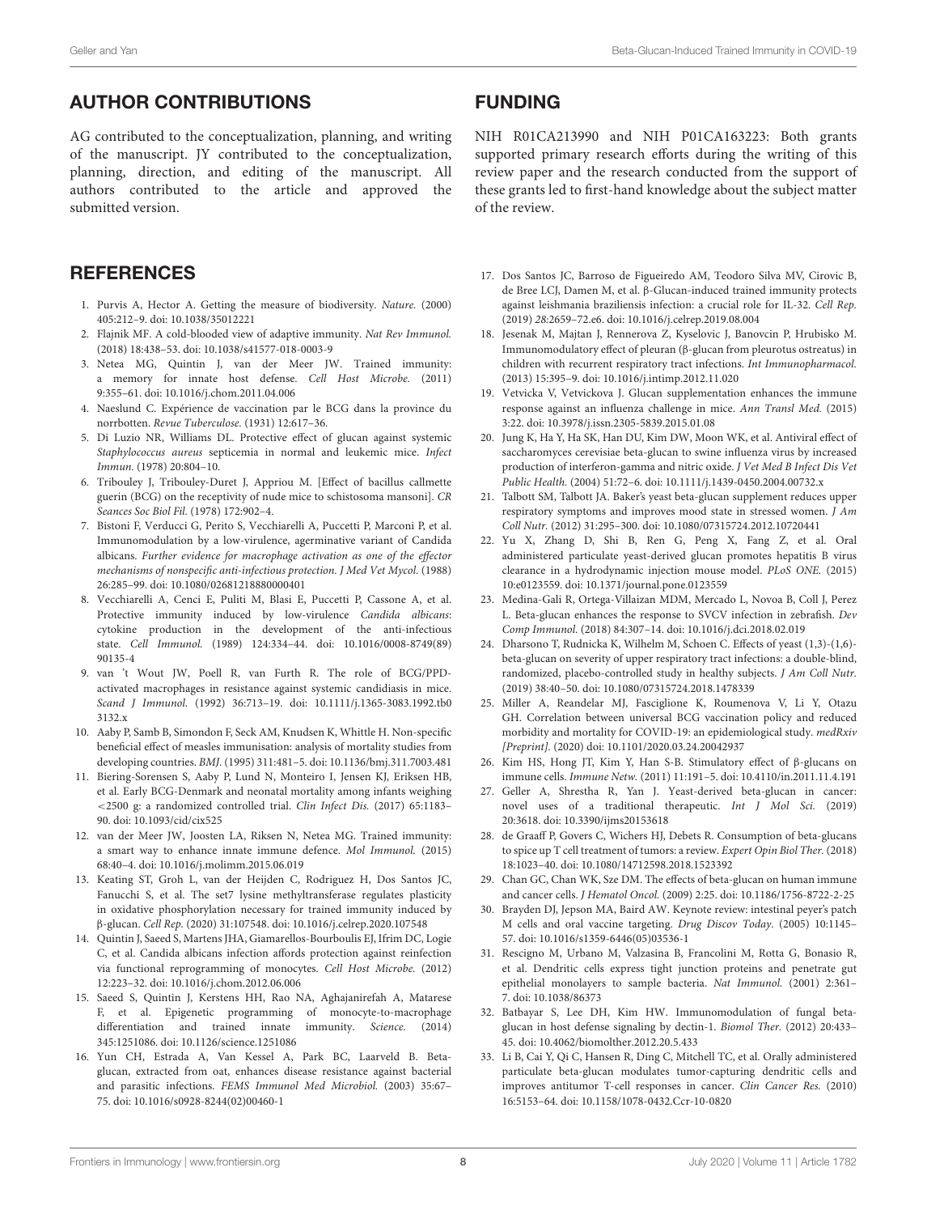## AUTHOR CONTRIBUTIONS

AG contributed to the conceptualization, planning, and writing of the manuscript. JY contributed to the conceptualization, planning, direction, and editing of the manuscript. All authors contributed to the article and approved the submitted version.

## FUNDING

NIH R01CA213990 and NIH P01CA163223: Both grants supported primary research efforts during the writing of this review paper and the research conducted from the support of these grants led to first-hand knowledge about the subject matter of the review.

## REFERENCES

1. Purvis A, Hector A. Getting the measure of biodiversity. *Nature.* (2000) 405:212–9. doi: 10.1038/35012221
2. Flajnik MF. A cold-blooded view of adaptive immunity. *Nat Rev Immunol.* (2018) 18:438–53. doi: 10.1038/s41577-018-0003-9
3. Netea MG, Quintin J, van der Meer JW. Trained immunity: a memory for innate host defense. *Cell Host Microbe.* (2011) 9:355–61. doi: 10.1016/j.chom.2011.04.006
4. Naeslund C. Expérience de vaccination par le BCG dans la province du norrbotten. *Revue Tuberculose.* (1931) 12:617–36.
5. Di Luzio NR, Williams DL. Protective effect of glucan against systemic *Staphylococcus aureus* septicemia in normal and leukemic mice. *Infect Immun.* (1978) 20:804–10.
6. Tribouley J, Tribouley-Duret J, Appriou M. [Effect of bacillus callmette guerin (BCG) on the receptivity of nude mice to schistosoma mansoni]. *CR Seances Soc Biol Fil.* (1978) 172:902–4.
7. Bistoni F, Verducci G, Perito S, Vecchiarelli A, Puccetti P, Marconi P, et al. Immunomodulation by a low-virulence, agerminative variant of Candida albicans. *Further evidence for macrophage activation as one of the effector mechanisms of nonspecific anti-infectious protection. J Med Vet Mycol.* (1988) 26:285–99. doi: 10.1080/02681218880000401
8. Vecchiarelli A, Cenci E, Puliti M, Blasi E, Puccetti P, Cassone A, et al. Protective immunity induced by low-virulence *Candida albicans*: cytokine production in the development of the anti-infectious state. *Cell Immunol.* (1989) 124:334–44. doi: 10.1016/0008-8749(89)90135-4
9. van 't Wout JW, Poell R, van Furth R. The role of BCG/PPD-activated macrophages in resistance against systemic candidiasis in mice. *Scand J Immunol.* (1992) 36:713–19. doi: 10.1111/j.1365-3083.1992.tb03132.x
10. Aaby P, Samb B, Simondon F, Seck AM, Knudsen K, Whittle H. Non-specific beneficial effect of measles immunisation: analysis of mortality studies from developing countries. *BMJ.* (1995) 311:481–5. doi: 10.1136/bmj.311.7003.481
11. Biering-Sorensen S, Aaby P, Lund N, Monteiro I, Jensen KJ, Eriksen HB, et al. Early BCG-Denmark and neonatal mortality among infants weighing <2500 g: a randomized controlled trial. *Clin Infect Dis.* (2017) 65:1183–90. doi: 10.1093/cid/cix525
12. van der Meer JW, Joosten LA, Riksen N, Netea MG. Trained immunity: a smart way to enhance innate immune defence. *Mol Immunol.* (2015) 68:40–4. doi: 10.1016/j.molimm.2015.06.019
13. Keating ST, Groh L, van der Heijden C, Rodriguez H, Dos Santos JC, Fanucchi S, et al. The set7 lysine methyltransferase regulates plasticity in oxidative phosphorylation necessary for trained immunity induced by β-glucan. *Cell Rep.* (2020) 31:107548. doi: 10.1016/j.celrep.2020.107548
14. Quintin J, Saeed S, Martens JHA, Giamarellos-Bourboulis EJ, Ifrim DC, Logie C, et al. Candida albicans infection affords protection against reinfection via functional reprogramming of monocytes. *Cell Host Microbe.* (2012) 12:223–32. doi: 10.1016/j.chom.2012.06.006
15. Saeed S, Quintin J, Kerstens HH, Rao NA, Aghajanirefah A, Matarese F, et al. Epigenetic programming of monocyte-to-macrophage differentiation and trained innate immunity. *Science.* (2014) 345:1251086. doi: 10.1126/science.1251086
16. Yun CH, Estrada A, Van Kessel A, Park BC, Laarveld B. Beta-glucan, extracted from oat, enhances disease resistance against bacterial and parasitic infections. *FEMS Immunol Med Microbiol.* (2003) 35:67–75. doi: 10.1016/s0928-8244(02)00460-1
17. Dos Santos JC, Barroso de Figueiredo AM, Teodoro Silva MV, Cirovic B, de Bree LCJ, Damen M, et al. β-Glucan-induced trained immunity protects against leishmania braziliensis infection: a crucial role for IL-32. *Cell Rep.* (2019) *28*:2659–72.e6. doi: 10.1016/j.celrep.2019.08.004
18. Jesenak M, Majtan J, Rennerova Z, Kyselovic J, Banovcin P, Hrubisko M. Immunomodulatory effect of pleuran (β-glucan from pleurotus ostreatus) in children with recurrent respiratory tract infections. *Int Immunopharmacol.* (2013) 15:395–9. doi: 10.1016/j.intimp.2012.11.020
19. Vetvicka V, Vetvickova J. Glucan supplementation enhances the immune response against an influenza challenge in mice. *Ann Transl Med.* (2015) 3:22. doi: 10.3978/j.issn.2305-5839.2015.01.08
20. Jung K, Ha Y, Ha SK, Han DU, Kim DW, Moon WK, et al. Antiviral effect of saccharomyces cerevisiae beta-glucan to swine influenza virus by increased production of interferon-gamma and nitric oxide. *J Vet Med B Infect Dis Vet Public Health.* (2004) 51:72–6. doi: 10.1111/j.1439-0450.2004.00732.x
21. Talbott SM, Talbott JA. Baker's yeast beta-glucan supplement reduces upper respiratory symptoms and improves mood state in stressed women. *J Am Coll Nutr.* (2012) 31:295–300. doi: 10.1080/07315724.2012.10720441
22. Yu X, Zhang D, Shi B, Ren G, Peng X, Fang Z, et al. Oral administered particulate yeast-derived glucan promotes hepatitis B virus clearance in a hydrodynamic injection mouse model. *PLoS ONE.* (2015) 10:e0123559. doi: 10.1371/journal.pone.0123559
23. Medina-Gali R, Ortega-Villaizan MDM, Mercado L, Novoa B, Coll J, Perez L. Beta-glucan enhances the response to SVCV infection in zebrafish. *Dev Comp Immunol.* (2018) 84:307–14. doi: 10.1016/j.dci.2018.02.019
24. Dharsono T, Rudnicka K, Wilhelm M, Schoen C. Effects of yeast (1,3)-(1,6)-beta-glucan on severity of upper respiratory tract infections: a double-blind, randomized, placebo-controlled study in healthy subjects. *J Am Coll Nutr.* (2019) 38:40–50. doi: 10.1080/07315724.2018.1478339
25. Miller A, Reandelar MJ, Fasciglione K, Roumenova V, Li Y, Otazu GH. Correlation between universal BCG vaccination policy and reduced morbidity and mortality for COVID-19: an epidemiological study. *medRxiv [Preprint].* (2020) doi: 10.1101/2020.03.24.20042937
26. Kim HS, Hong JT, Kim Y, Han S-B. Stimulatory effect of β-glucans on immune cells. *Immune Netw.* (2011) 11:191–5. doi: 10.4110/in.2011.11.4.191
27. Geller A, Shrestha R, Yan J. Yeast-derived beta-glucan in cancer: novel uses of a traditional therapeutic. *Int J Mol Sci.* (2019) 20:3618. doi: 10.3390/ijms20153618
28. de Graaff P, Govers C, Wichers HJ, Debets R. Consumption of beta-glucans to spice up T cell treatment of tumors: a review. *Expert Opin Biol Ther.* (2018) 18:1023–40. doi: 10.1080/14712598.2018.1523392
29. Chan GC, Chan WK, Sze DM. The effects of beta-glucan on human immune and cancer cells. *J Hematol Oncol.* (2009) 2:25. doi: 10.1186/1756-8722-2-25
30. Brayden DJ, Jepson MA, Baird AW. Keynote review: intestinal peyer's patch M cells and oral vaccine targeting. *Drug Discov Today.* (2005) 10:1145–57. doi: 10.1016/s1359-6446(05)03536-1
31. Rescigno M, Urbano M, Valzasina B, Francolini M, Rotta G, Bonasio R, et al. Dendritic cells express tight junction proteins and penetrate gut epithelial monolayers to sample bacteria. *Nat Immunol.* (2001) 2:361–7. doi: 10.1038/86373
32. Batbayar S, Lee DH, Kim HW. Immunomodulation of fungal beta-glucan in host defense signaling by dectin-1. *Biomol Ther.* (2012) 20:433–45. doi: 10.4062/biomolther.2012.20.5.433
33. Li B, Cai Y, Qi C, Hansen R, Ding C, Mitchell TC, et al. Orally administered particulate beta-glucan modulates tumor-capturing dendritic cells and improves antitumor T-cell responses in cancer. *Clin Cancer Res.* (2010) 16:5153–64. doi: 10.1158/1078-0432.Ccr-10-0820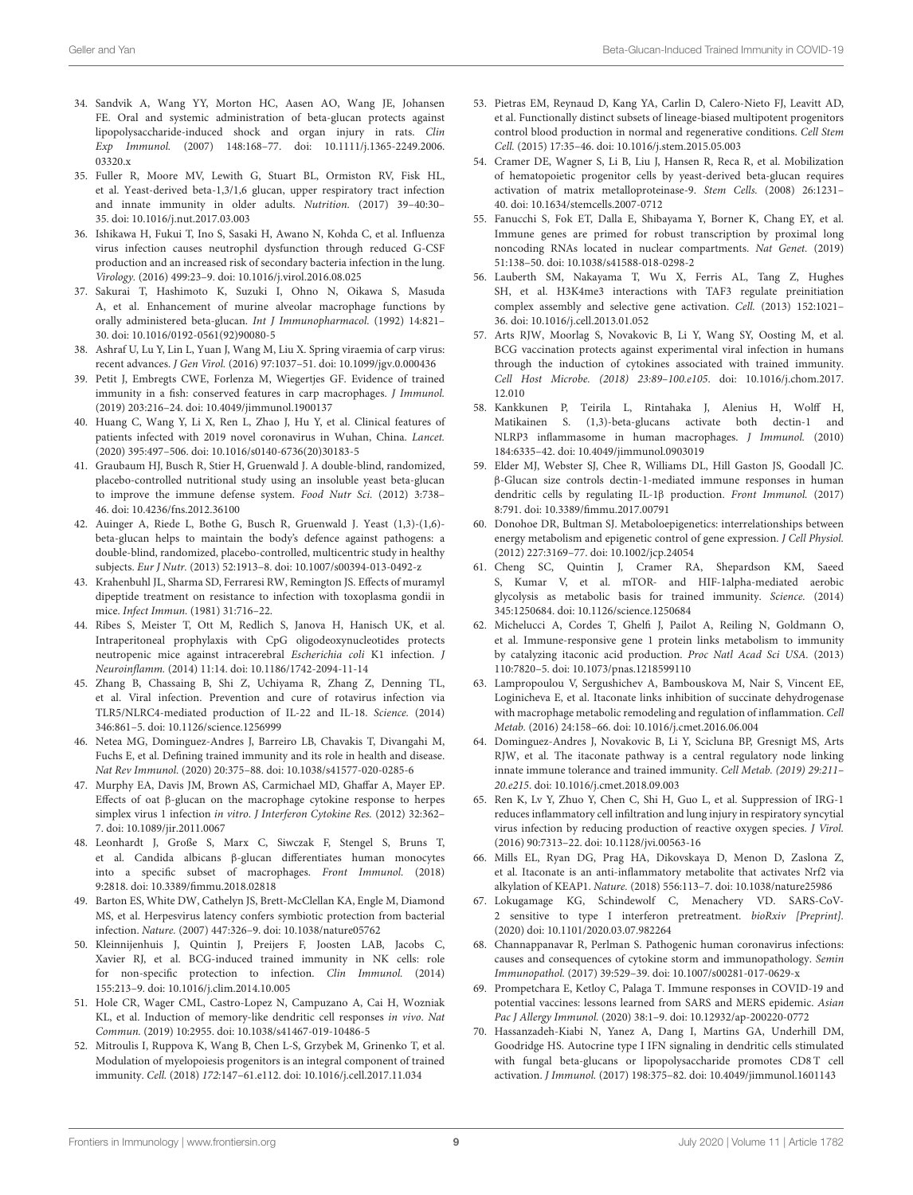34. Sandvik A, Wang YY, Morton HC, Aasen AO, Wang JE, Johansen FE. Oral and systemic administration of beta-glucan protects against lipopolysaccharide-induced shock and organ injury in rats. *Clin Exp Immunol.* (2007) 148:168–77. doi: 10.1111/j.1365-2249.2006.03320.x

35. Fuller R, Moore MV, Lewith G, Stuart BL, Ormiston RV, Fisk HL, et al. Yeast-derived beta-1,3/1,6 glucan, upper respiratory tract infection and innate immunity in older adults. *Nutrition.* (2017) 39–40:30–35. doi: 10.1016/j.nut.2017.03.003

36. Ishikawa H, Fukui T, Ino S, Sasaki H, Awano N, Kohda C, et al. Influenza virus infection causes neutrophil dysfunction through reduced G-CSF production and an increased risk of secondary bacteria infection in the lung. *Virology.* (2016) 499:23–9. doi: 10.1016/j.virol.2016.08.025

37. Sakurai T, Hashimoto K, Suzuki I, Ohno N, Oikawa S, Masuda A, et al. Enhancement of murine alveolar macrophage functions by orally administered beta-glucan. *Int J Immunopharmacol.* (1992) 14:821–30. doi: 10.1016/0192-0561(92)90080-5

38. Ashraf U, Lu Y, Lin L, Yuan J, Wang M, Liu X. Spring viraemia of carp virus: recent advances. *J Gen Virol.* (2016) 97:1037–51. doi: 10.1099/jgv.0.000436

39. Petit J, Embregts CWE, Forlenza M, Wiegertjes GF. Evidence of trained immunity in a fish: conserved features in carp macrophages. *J Immunol.* (2019) 203:216–24. doi: 10.4049/jimmunol.1900137

40. Huang C, Wang Y, Li X, Ren L, Zhao J, Hu Y, et al. Clinical features of patients infected with 2019 novel coronavirus in Wuhan, China. *Lancet.* (2020) 395:497–506. doi: 10.1016/s0140-6736(20)30183-5

41. Graubaum HJ, Busch R, Stier H, Gruenwald J. A double-blind, randomized, placebo-controlled nutritional study using an insoluble yeast beta-glucan to improve the immune defense system. *Food Nutr Sci.* (2012) 3:738–46. doi: 10.4236/fns.2012.36100

42. Auinger A, Riede L, Bothe G, Busch R, Gruenwald J. Yeast (1,3)-(1,6)-beta-glucan helps to maintain the body's defence against pathogens: a double-blind, randomized, placebo-controlled, multicentric study in healthy subjects. *Eur J Nutr.* (2013) 52:1913–8. doi: 10.1007/s00394-013-0492-z

43. Krahenbuhl JL, Sharma SD, Ferraresi RW, Remington JS. Effects of muramyl dipeptide treatment on resistance to infection with toxoplasma gondii in mice. *Infect Immun.* (1981) 31:716–22.

44. Ribes S, Meister T, Ott M, Redlich S, Janova H, Hanisch UK, et al. Intraperitoneal prophylaxis with CpG oligodeoxynucleotides protects neutropenic mice against intracerebral *Escherichia coli* K1 infection. *J Neuroinflamm.* (2014) 11:14. doi: 10.1186/1742-2094-11-14

45. Zhang B, Chassaing B, Shi Z, Uchiyama R, Zhang Z, Denning TL, et al. Viral infection. Prevention and cure of rotavirus infection via TLR5/NLRC4-mediated production of IL-22 and IL-18. *Science.* (2014) 346:861–5. doi: 10.1126/science.1256999

46. Netea MG, Dominguez-Andres J, Barreiro LB, Chavakis T, Divangahi M, Fuchs E, et al. Defining trained immunity and its role in health and disease. *Nat Rev Immunol.* (2020) 20:375–88. doi: 10.1038/s41577-020-0285-6

47. Murphy EA, Davis JM, Brown AS, Carmichael MD, Ghaffar A, Mayer EP. Effects of oat β-glucan on the macrophage cytokine response to herpes simplex virus 1 infection *in vitro*. *J Interferon Cytokine Res.* (2012) 32:362–7. doi: 10.1089/jir.2011.0067

48. Leonhardt J, Große S, Marx C, Siwczak F, Stengel S, Bruns T, et al. Candida albicans β-glucan differentiates human monocytes into a specific subset of macrophages. *Front Immunol.* (2018) 9:2818. doi: 10.3389/fimmu.2018.02818

49. Barton ES, White DW, Cathelyn JS, Brett-McClellan KA, Engle M, Diamond MS, et al. Herpesvirus latency confers symbiotic protection from bacterial infection. *Nature.* (2007) 447:326–9. doi: 10.1038/nature05762

50. Kleinnijenhuis J, Quintin J, Preijers F, Joosten LAB, Jacobs C, Xavier RJ, et al. BCG-induced trained immunity in NK cells: role for non-specific protection to infection. *Clin Immunol.* (2014) 155:213–9. doi: 10.1016/j.clim.2014.10.005

51. Hole CR, Wager CML, Castro-Lopez N, Campuzano A, Cai H, Wozniak KL, et al. Induction of memory-like dendritic cell responses *in vivo*. *Nat Commun.* (2019) 10:2955. doi: 10.1038/s41467-019-10486-5

52. Mitroulis I, Ruppova K, Wang B, Chen L-S, Grzybek M, Grinenko T, et al. Modulation of myelopoiesis progenitors is an integral component of trained immunity. *Cell.* (2018) *172*:147–61.e112. doi: 10.1016/j.cell.2017.11.034

53. Pietras EM, Reynaud D, Kang YA, Carlin D, Calero-Nieto FJ, Leavitt AD, et al. Functionally distinct subsets of lineage-biased multipotent progenitors control blood production in normal and regenerative conditions. *Cell Stem Cell.* (2015) 17:35–46. doi: 10.1016/j.stem.2015.05.003

54. Cramer DE, Wagner S, Li B, Liu J, Hansen R, Reca R, et al. Mobilization of hematopoietic progenitor cells by yeast-derived beta-glucan requires activation of matrix metalloproteinase-9. *Stem Cells.* (2008) 26:1231–40. doi: 10.1634/stemcells.2007-0712

55. Fanucchi S, Fok ET, Dalla E, Shibayama Y, Borner K, Chang EY, et al. Immune genes are primed for robust transcription by proximal long noncoding RNAs located in nuclear compartments. *Nat Genet.* (2019) 51:138–50. doi: 10.1038/s41588-018-0298-2

56. Lauberth SM, Nakayama T, Wu X, Ferris AL, Tang Z, Hughes SH, et al. H3K4me3 interactions with TAF3 regulate preinitiation complex assembly and selective gene activation. *Cell.* (2013) 152:1021–36. doi: 10.1016/j.cell.2013.01.052

57. Arts RJW, Moorlag S, Novakovic B, Li Y, Wang SY, Oosting M, et al. BCG vaccination protects against experimental viral infection in humans through the induction of cytokines associated with trained immunity. *Cell Host Microbe. (2018) 23:89–100.e105.* doi: 10.1016/j.chom.2017.12.010

58. Kankkunen P, Teirila L, Rintahaka J, Alenius H, Wolff H, Matikainen S. (1,3)-beta-glucans activate both dectin-1 and NLRP3 inflammasome in human macrophages. *J Immunol.* (2010) 184:6335–42. doi: 10.4049/jimmunol.0903019

59. Elder MJ, Webster SJ, Chee R, Williams DL, Hill Gaston JS, Goodall JC. β-Glucan size controls dectin-1-mediated immune responses in human dendritic cells by regulating IL-1β production. *Front Immunol.* (2017) 8:791. doi: 10.3389/fimmu.2017.00791

60. Donohoe DR, Bultman SJ. Metaboloepigenetics: interrelationships between energy metabolism and epigenetic control of gene expression. *J Cell Physiol.* (2012) 227:3169–77. doi: 10.1002/jcp.24054

61. Cheng SC, Quintin J, Cramer RA, Shepardson KM, Saeed S, Kumar V, et al. mTOR- and HIF-1alpha-mediated aerobic glycolysis as metabolic basis for trained immunity. *Science.* (2014) 345:1250684. doi: 10.1126/science.1250684

62. Michelucci A, Cordes T, Ghelfi J, Pailot A, Reiling N, Goldmann O, et al. Immune-responsive gene 1 protein links metabolism to immunity by catalyzing itaconic acid production. *Proc Natl Acad Sci USA.* (2013) 110:7820–5. doi: 10.1073/pnas.1218599110

63. Lampropoulou V, Sergushichev A, Bambouskova M, Nair S, Vincent EE, Loginicheva E, et al. Itaconate links inhibition of succinate dehydrogenase with macrophage metabolic remodeling and regulation of inflammation. *Cell Metab.* (2016) 24:158–66. doi: 10.1016/j.cmet.2016.06.004

64. Dominguez-Andres J, Novakovic B, Li Y, Scicluna BP, Gresnigt MS, Arts RJW, et al. The itaconate pathway is a central regulatory node linking innate immune tolerance and trained immunity. *Cell Metab. (2019) 29:211–20.e215.* doi: 10.1016/j.cmet.2018.09.003

65. Ren K, Lv Y, Zhuo Y, Chen C, Shi H, Guo L, et al. Suppression of IRG-1 reduces inflammatory cell infiltration and lung injury in respiratory syncytial virus infection by reducing production of reactive oxygen species. *J Virol.* (2016) 90:7313–22. doi: 10.1128/jvi.00563-16

66. Mills EL, Ryan DG, Prag HA, Dikovskaya D, Menon D, Zaslona Z, et al. Itaconate is an anti-inflammatory metabolite that activates Nrf2 via alkylation of KEAP1. *Nature.* (2018) 556:113–7. doi: 10.1038/nature25986

67. Lokugamage KG, Schindewolf C, Menachery VD. SARS-CoV-2 sensitive to type I interferon pretreatment. *bioRxiv [Preprint].* (2020) doi: 10.1101/2020.03.07.982264

68. Channappanavar R, Perlman S. Pathogenic human coronavirus infections: causes and consequences of cytokine storm and immunopathology. *Semin Immunopathol.* (2017) 39:529–39. doi: 10.1007/s00281-017-0629-x

69. Prompetchara E, Ketloy C, Palaga T. Immune responses in COVID-19 and potential vaccines: lessons learned from SARS and MERS epidemic. *Asian Pac J Allergy Immunol.* (2020) 38:1–9. doi: 10.12932/ap-200220-0772

70. Hassanzadeh-Kiabi N, Yanez A, Dang I, Martins GA, Underhill DM, Goodridge HS. Autocrine type I IFN signaling in dendritic cells stimulated with fungal beta-glucans or lipopolysaccharide promotes CD8 T cell activation. *J Immunol.* (2017) 198:375–82. doi: 10.4049/jimmunol.1601143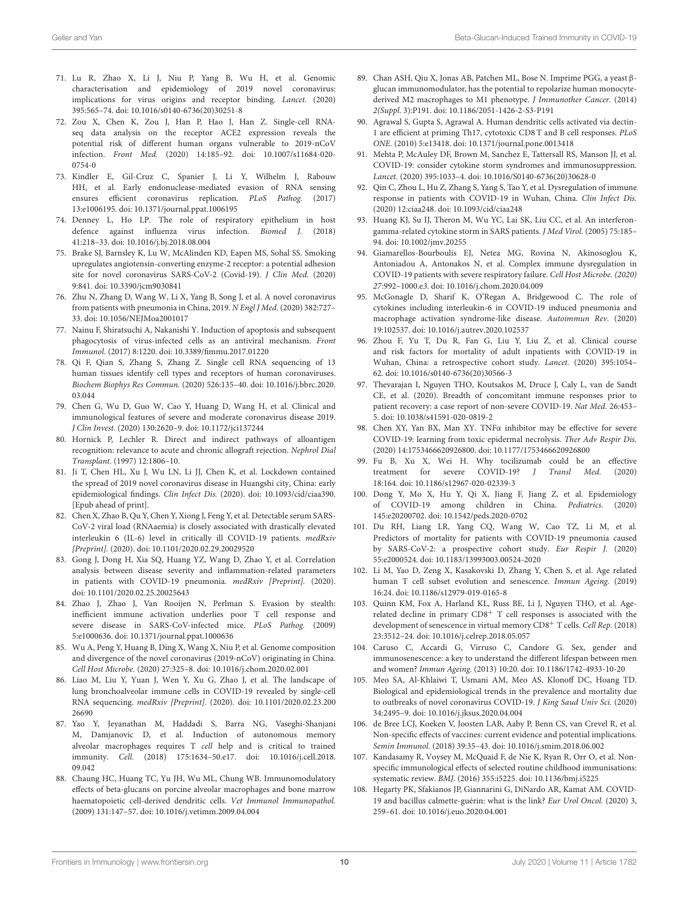71. Lu R, Zhao X, Li J, Niu P, Yang B, Wu H, et al. Genomic characterisation and epidemiology of 2019 novel coronavirus: implications for virus origins and receptor binding. *Lancet.* (2020) 395:565–74. doi: 10.1016/s0140-6736(20)30251-8

72. Zou X, Chen K, Zou J, Han P, Hao J, Han Z. Single-cell RNA-seq data analysis on the receptor ACE2 expression reveals the potential risk of different human organs vulnerable to 2019-nCoV infection. *Front Med.* (2020) 14:185–92. doi: 10.1007/s11684-020-0754-0

73. Kindler E, Gil-Cruz C, Spanier J, Li Y, Wilhelm J, Rabouw HH, et al. Early endonuclease-mediated evasion of RNA sensing ensures efficient coronavirus replication. *PLoS Pathog.* (2017) 13:e1006195. doi: 10.1371/journal.ppat.1006195

74. Denney L, Ho LP. The role of respiratory epithelium in host defence against influenza virus infection. *Biomed J.* (2018) 41:218–33. doi: 10.1016/j.bj.2018.08.004

75. Brake SJ, Barnsley K, Lu W, McAlinden KD, Eapen MS, Sohal SS. Smoking upregulates angiotensin-converting enzyme-2 receptor: a potential adhesion site for novel coronavirus SARS-CoV-2 (Covid-19). *J Clin Med.* (2020) 9:841. doi: 10.3390/jcm9030841

76. Zhu N, Zhang D, Wang W, Li X, Yang B, Song J, et al. A novel coronavirus from patients with pneumonia in China, 2019. *N Engl J Med.* (2020) 382:727–33. doi: 10.1056/NEJMoa2001017

77. Nainu F, Shiratsuchi A, Nakanishi Y. Induction of apoptosis and subsequent phagocytosis of virus-infected cells as an antiviral mechanism. *Front Immunol.* (2017) 8:1220. doi: 10.3389/fimmu.2017.01220

78. Qi F, Qian S, Zhang S, Zhang Z. Single cell RNA sequencing of 13 human tissues identify cell types and receptors of human coronaviruses. *Biochem Biophys Res Commun.* (2020) 526:135–40. doi: 10.1016/j.bbrc.2020.03.044

79. Chen G, Wu D, Guo W, Cao Y, Huang D, Wang H, et al. Clinical and immunological features of severe and moderate coronavirus disease 2019. *J Clin Invest.* (2020) 130:2620–9. doi: 10.1172/jci137244

80. Hornick P, Lechler R. Direct and indirect pathways of alloantigen recognition: relevance to acute and chronic allograft rejection. *Nephrol Dial Transplant.* (1997) 12:1806–10.

81. Ji T, Chen HL, Xu J, Wu LN, Li JJ, Chen K, et al. Lockdown contained the spread of 2019 novel coronavirus disease in Huangshi city, China: early epidemiological findings. *Clin Infect Dis.* (2020). doi: 10.1093/cid/ciaa390. [Epub ahead of print].

82. Chen X, Zhao B, Qu Y, Chen Y, Xiong J, Feng Y, et al. Detectable serum SARS-CoV-2 viral load (RNAaemia) is closely associated with drastically elevated interleukin 6 (IL-6) level in critically ill COVID-19 patients. *medRxiv [Preprint].* (2020). doi: 10.1101/2020.02.29.20029520

83. Gong J, Dong H, Xia SQ, Huang YZ, Wang D, Zhao Y, et al. Correlation analysis between disease severity and inflammation-related parameters in patients with COVID-19 pneumonia. *medRxiv [Preprint].* (2020). doi: 10.1101/2020.02.25.20025643

84. Zhao J, Zhao J, Van Rooijen N, Perlman S. Evasion by stealth: inefficient immune activation underlies poor T cell response and severe disease in SARS-CoV-infected mice. *PLoS Pathog.* (2009) 5:e1000636. doi: 10.1371/journal.ppat.1000636

85. Wu A, Peng Y, Huang B, Ding X, Wang X, Niu P, et al. Genome composition and divergence of the novel coronavirus (2019-nCoV) originating in China. *Cell Host Microbe.* (2020) 27:325–8. doi: 10.1016/j.chom.2020.02.001

86. Liao M, Liu Y, Yuan J, Wen Y, Xu G, Zhao J, et al. The landscape of lung bronchoalveolar immune cells in COVID-19 revealed by single-cell RNA sequencing. *medRxiv [Preprint].* (2020). doi: 10.1101/2020.02.23.20026690

87. Yao Y, Jeyanathan M, Haddadi S, Barra NG, Vaseghi-Shanjani M, Damjanovic D, et al. Induction of autonomous memory alveolar macrophages requires T *cell* help and is critical to trained immunity. *Cell.* (2018) 175:1634–50.e17. doi: 10.1016/j.cell.2018.09.042

88. Chaung HC, Huang TC, Yu JH, Wu ML, Chung WB. Immunomodulatory effects of beta-glucans on porcine alveolar macrophages and bone marrow haematopoietic cell-derived dendritic cells. *Vet Immunol Immunopathol.* (2009) 131:147–57. doi: 10.1016/j.vetimm.2009.04.004

89. Chan ASH, Qiu X, Jonas AB, Patchen ML, Bose N. Imprime PGG, a yeast β-glucan immunomodulator, has the potential to repolarize human monocyte-derived M2 macrophages to M1 phenotype. *J Immunother Cancer.* (2014) *2(Suppl. 3)*:P191. doi: 10.1186/2051-1426-2-S3-P191

90. Agrawal S, Gupta S, Agrawal A. Human dendritic cells activated via dectin-1 are efficient at priming Th17, cytotoxic CD8 T and B cell responses. *PLoS ONE.* (2010) 5:e13418. doi: 10.1371/journal.pone.0013418

91. Mehta P, McAuley DF, Brown M, Sanchez E, Tattersall RS, Manson JJ, et al. COVID-19: consider cytokine storm syndromes and immunosuppression. *Lancet.* (2020) 395:1033–4. doi: 10.1016/S0140-6736(20)30628-0

92. Qin C, Zhou L, Hu Z, Zhang S, Yang S, Tao Y, et al. Dysregulation of immune response in patients with COVID-19 in Wuhan, China. *Clin Infect Dis.* (2020) 12:ciaa248. doi: 10.1093/cid/ciaa248

93. Huang KJ, Su IJ, Theron M, Wu YC, Lai SK, Liu CC, et al. An interferon-gamma-related cytokine storm in SARS patients. *J Med Virol.* (2005) 75:185–94. doi: 10.1002/jmv.20255

94. Giamarellos-Bourboulis EJ, Netea MG, Rovina N, Akinosoglou K, Antoniadou A, Antonakos N, et al. Complex immune dysregulation in COVID-19 patients with severe respiratory failure. *Cell Host Microbe. (2020) 27*:992–1000.e3. doi: 10.1016/j.chom.2020.04.009

95. McGonagle D, Sharif K, O'Regan A, Bridgewood C. The role of cytokines including interleukin-6 in COVID-19 induced pneumonia and macrophage activation syndrome-like disease. *Autoimmun Rev.* (2020) 19:102537. doi: 10.1016/j.autrev.2020.102537

96. Zhou F, Yu T, Du R, Fan G, Liu Y, Liu Z, et al. Clinical course and risk factors for mortality of adult inpatients with COVID-19 in Wuhan, China: a retrospective cohort study. *Lancet.* (2020) 395:1054–62. doi: 10.1016/s0140-6736(20)30566-3

97. Thevarajan I, Nguyen THO, Koutsakos M, Druce J, Caly L, van de Sandt CE, et al. (2020). Breadth of concomitant immune responses prior to patient recovery: a case report of non-severe COVID-19. *Nat Med.* 26:453–5. doi: 10.1038/s41591-020-0819-2

98. Chen XY, Yan BX, Man XY. TNFα inhibitor may be effective for severe COVID-19: learning from toxic epidermal necrolysis. *Ther Adv Respir Dis.* (2020) 14:1753466620926800. doi: 10.1177/1753466620926800

99. Fu B, Xu X, Wei H. Why tocilizumab could be an effective treatment for severe COVID-19? *J Transl Med.* (2020) 18:164. doi: 10.1186/s12967-020-02339-3

100. Dong Y, Mo X, Hu Y, Qi X, Jiang F, Jiang Z, et al. Epidemiology of COVID-19 among children in China. *Pediatrics.* (2020) 145:e20200702. doi: 10.1542/peds.2020-0702

101. Du RH, Liang LR, Yang CQ, Wang W, Cao TZ, Li M, et al. Predictors of mortality for patients with COVID-19 pneumonia caused by SARS-CoV-2: a prospective cohort study. *Eur Respir J.* (2020) 55:e2000524. doi: 10.1183/13993003.00524-2020

102. Li M, Yao D, Zeng X, Kasakovski D, Zhang Y, Chen S, et al. Age related human T cell subset evolution and senescence. *Immun Ageing.* (2019) 16:24. doi: 10.1186/s12979-019-0165-8

103. Quinn KM, Fox A, Harland KL, Russ BE, Li J, Nguyen THO, et al. Age-related decline in primary $CD8^+$ T cell responses is associated with the development of senescence in virtual memory $CD8^+$ T cells. *Cell Rep.* (2018) 23:3512–24. doi: 10.1016/j.celrep.2018.05.057

104. Caruso C, Accardi G, Virruso C, Candore G. Sex, gender and immunosenescence: a key to understand the different lifespan between men and women? *Immun Ageing.* (2013) 10:20. doi: 10.1186/1742-4933-10-20

105. Meo SA, Al-Khlaiwi T, Usmani AM, Meo AS, Klonoff DC, Hoang TD. Biological and epidemiological trends in the prevalence and mortality due to outbreaks of novel coronavirus COVID-19. *J King Saud Univ Sci.* (2020) 34:2495–9. doi: 10.1016/j.jksus.2020.04.004

106. de Bree LCJ, Koeken V, Joosten LAB, Aaby P, Benn CS, van Crevel R, et al. Non-specific effects of vaccines: current evidence and potential implications. *Semin Immunol.* (2018) 39:35–43. doi: 10.1016/j.smim.2018.06.002

107. Kandasamy R, Voysey M, McQuaid F, de Nie K, Ryan R, Orr O, et al. Non-specific immunological effects of selected routine childhood immunisations: systematic review. *BMJ.* (2016) 355:i5225. doi: 10.1136/bmj.i5225

108. Hegarty PK, Sfakianos JP, Giannarini G, DiNardo AR, Kamat AM. COVID-19 and bacillus calmette-guérin: what is the link? *Eur Urol Oncol.* (2020) 3, 259–61. doi: 10.1016/j.euo.2020.04.001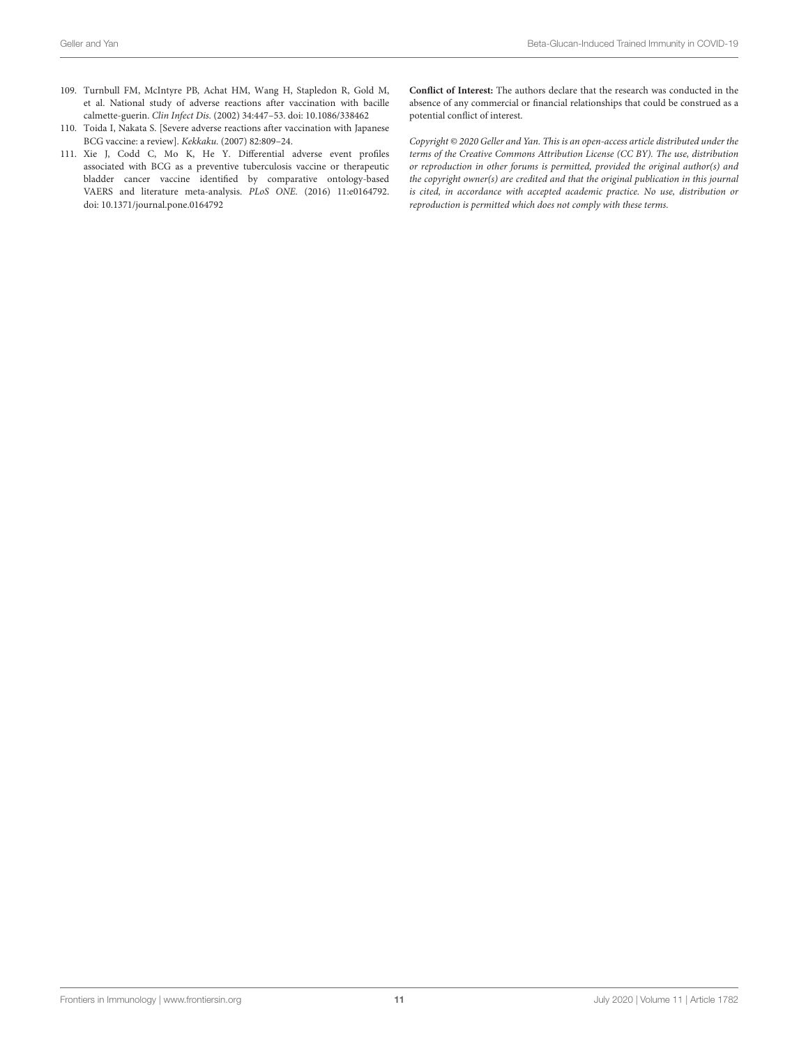109. Turnbull FM, McIntyre PB, Achat HM, Wang H, Stapledon R, Gold M, et al. National study of adverse reactions after vaccination with bacille calmette-guerin. *Clin Infect Dis.* (2002) 34:447–53. doi: 10.1086/338462
110. Toida I, Nakata S. [Severe adverse reactions after vaccination with Japanese BCG vaccine: a review]. *Kekkaku.* (2007) 82:809–24.
111. Xie J, Codd C, Mo K, He Y. Differential adverse event profiles associated with BCG as a preventive tuberculosis vaccine or therapeutic bladder cancer vaccine identified by comparative ontology-based VAERS and literature meta-analysis. *PLoS ONE.* (2016) 11:e0164792. doi: 10.1371/journal.pone.0164792

**Conflict of Interest:** The authors declare that the research was conducted in the absence of any commercial or financial relationships that could be construed as a potential conflict of interest.

*Copyright © 2020 Geller and Yan. This is an open-access article distributed under the terms of the Creative Commons Attribution License (CC BY). The use, distribution or reproduction in other forums is permitted, provided the original author(s) and the copyright owner(s) are credited and that the original publication in this journal is cited, in accordance with accepted academic practice. No use, distribution or reproduction is permitted which does not comply with these terms.*